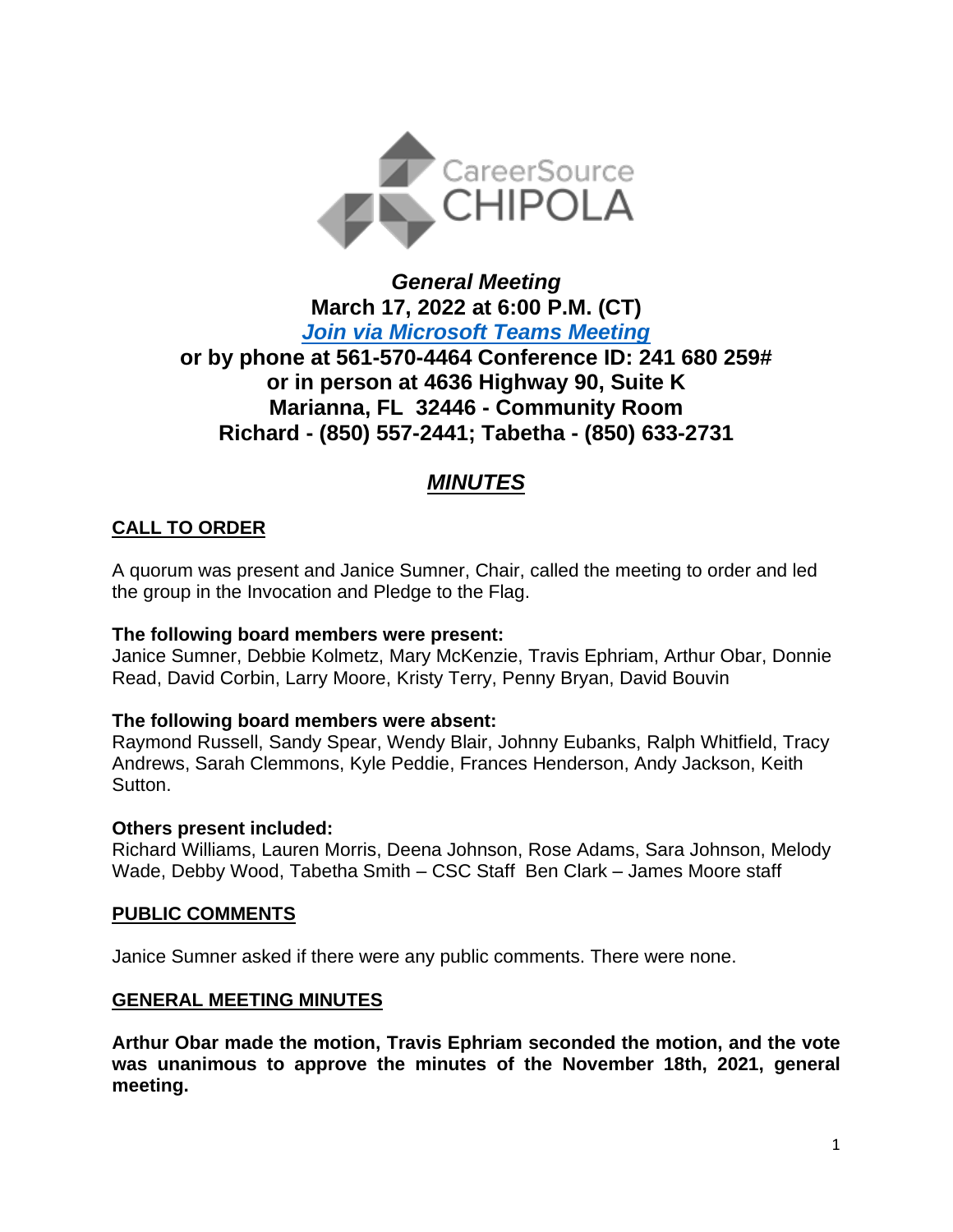CareerSource CHIPOLA

***General Meeting***
**March 17, 2022 at 6:00 P.M. (CT)**
***Join via Microsoft Teams Meeting***
**or by phone at 561-570-4464 Conference ID: 241 680 259#**
**or in person at 4636 Highway 90, Suite K**
**Marianna, FL 32446 - Community Room**
**Richard - (850) 557-2441; Tabetha - (850) 633-2731**

# ***MINUTES***

## CALL TO ORDER

A quorum was present and Janice Sumner, Chair, called the meeting to order and led the group in the Invocation and Pledge to the Flag.

**The following board members were present:**
Janice Sumner, Debbie Kolmetz, Mary McKenzie, Travis Ephriam, Arthur Obar, Donnie Read, David Corbin, Larry Moore, Kristy Terry, Penny Bryan, David Bouvin

**The following board members were absent:**
Raymond Russell, Sandy Spear, Wendy Blair, Johnny Eubanks, Ralph Whitfield, Tracy Andrews, Sarah Clemmons, Kyle Peddie, Frances Henderson, Andy Jackson, Keith Sutton.

**Others present included:**
Richard Williams, Lauren Morris, Deena Johnson, Rose Adams, Sara Johnson, Melody Wade, Debby Wood, Tabetha Smith – CSC Staff Ben Clark – James Moore staff

## PUBLIC COMMENTS

Janice Sumner asked if there were any public comments. There were none.

## GENERAL MEETING MINUTES

**Arthur Obar made the motion, Travis Ephriam seconded the motion, and the vote was unanimous to approve the minutes of the November 18th, 2021, general meeting.**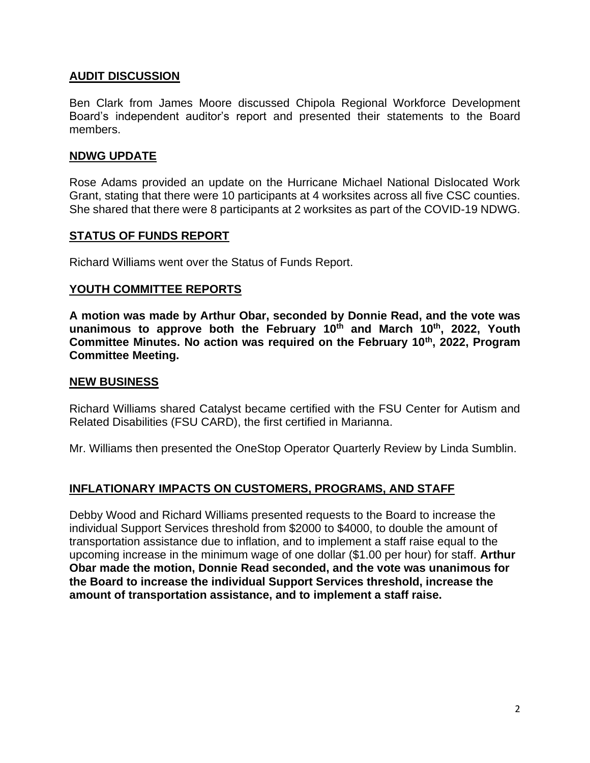## AUDIT DISCUSSION

Ben Clark from James Moore discussed Chipola Regional Workforce Development Board's independent auditor's report and presented their statements to the Board members.

## NDWG UPDATE

Rose Adams provided an update on the Hurricane Michael National Dislocated Work Grant, stating that there were 10 participants at 4 worksites across all five CSC counties. She shared that there were 8 participants at 2 worksites as part of the COVID-19 NDWG.

## STATUS OF FUNDS REPORT

Richard Williams went over the Status of Funds Report.

## YOUTH COMMITTEE REPORTS

**A motion was made by Arthur Obar, seconded by Donnie Read, and the vote was unanimous to approve both the February 10th and March 10th, 2022, Youth Committee Minutes. No action was required on the February 10th, 2022, Program Committee Meeting.**

## NEW BUSINESS

Richard Williams shared Catalyst became certified with the FSU Center for Autism and Related Disabilities (FSU CARD), the first certified in Marianna.

Mr. Williams then presented the OneStop Operator Quarterly Review by Linda Sumblin.

## INFLATIONARY IMPACTS ON CUSTOMERS, PROGRAMS, AND STAFF

Debby Wood and Richard Williams presented requests to the Board to increase the individual Support Services threshold from $2000 to $4000, to double the amount of transportation assistance due to inflation, and to implement a staff raise equal to the upcoming increase in the minimum wage of one dollar ($1.00 per hour) for staff. **Arthur Obar made the motion, Donnie Read seconded, and the vote was unanimous for the Board to increase the individual Support Services threshold, increase the amount of transportation assistance, and to implement a staff raise.**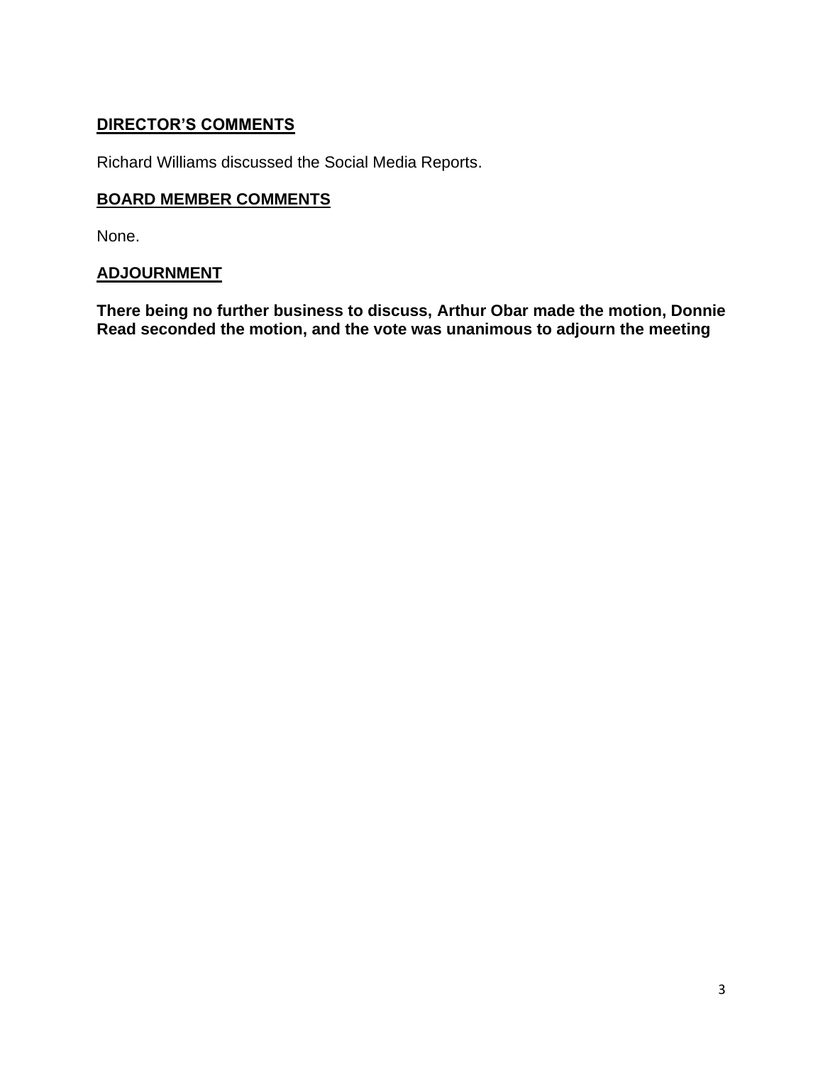## DIRECTOR'S COMMENTS

Richard Williams discussed the Social Media Reports.

## BOARD MEMBER COMMENTS

None.

## ADJOURNMENT

**There being no further business to discuss, Arthur Obar made the motion, Donnie Read seconded the motion, and the vote was unanimous to adjourn the meeting**